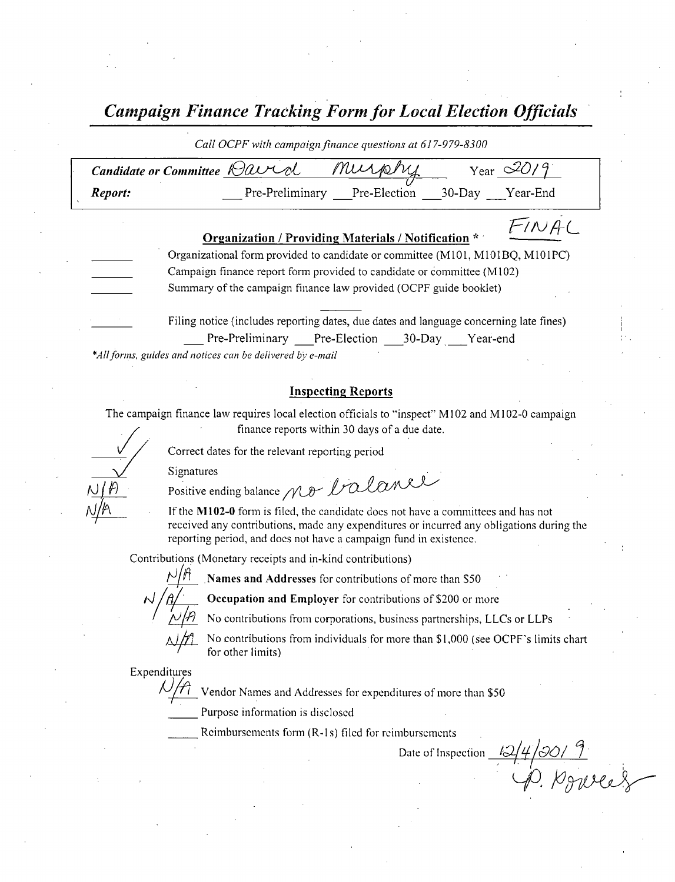# *Campaign Finance Tracking Form for Local Election Officials*

*Call OCPF with campaign finance questions at 617-979-8300*

**Candidate or Committee** David Murphy Year 2019

**Report:** ___ Pre-Preliminary ___ Pre-Election ___ 30-Day ___ Year-End

FINAL

## Organization / Providing Materials / Notification *

- ______ Organizational form provided to candidate or committee (M101, M101BQ, M101PC)
- ______ Campaign finance report form provided to candidate or committee (M102)
- ______ Summary of the campaign finance law provided (OCPF guide booklet)

______ Filing notice (includes reporting dates, due dates and language concerning late fines)

___ Pre-Preliminary ___ Pre-Election ___ 30-Day ___ Year-end

*\*All forms, guides and notices can be delivered by e-mail*

## Inspecting Reports

The campaign finance law requires local election officials to "inspect" M102 and M102-0 campaign finance reports within 30 days of a due date.

- ✓ Correct dates for the relevant reporting period
- ✓ Signatures
- N/A Positive ending balance no balance
- N/A If the **M102-0** form is filed, the candidate does not have a committees and has not received any contributions, made any expenditures or incurred any obligations during the reporting period, and does not have a campaign fund in existence.

Contributions (Monetary receipts and in-kind contributions)

- N/A **Names and Addresses** for contributions of more than $50
- N/A **Occupation and Employer** for contributions of $200 or more
- N/A No contributions from corporations, business partnerships, LLCs or LLPs
- N/A No contributions from individuals for more than $1,000 (see OCPF's limits chart for other limits)

Expenditures

- N/A Vendor Names and Addresses for expenditures of more than $50
- ______ Purpose information is disclosed
- ______ Reimbursements form (R-1s) filed for reimbursements

Date of Inspection 12/4/2019

P. Powers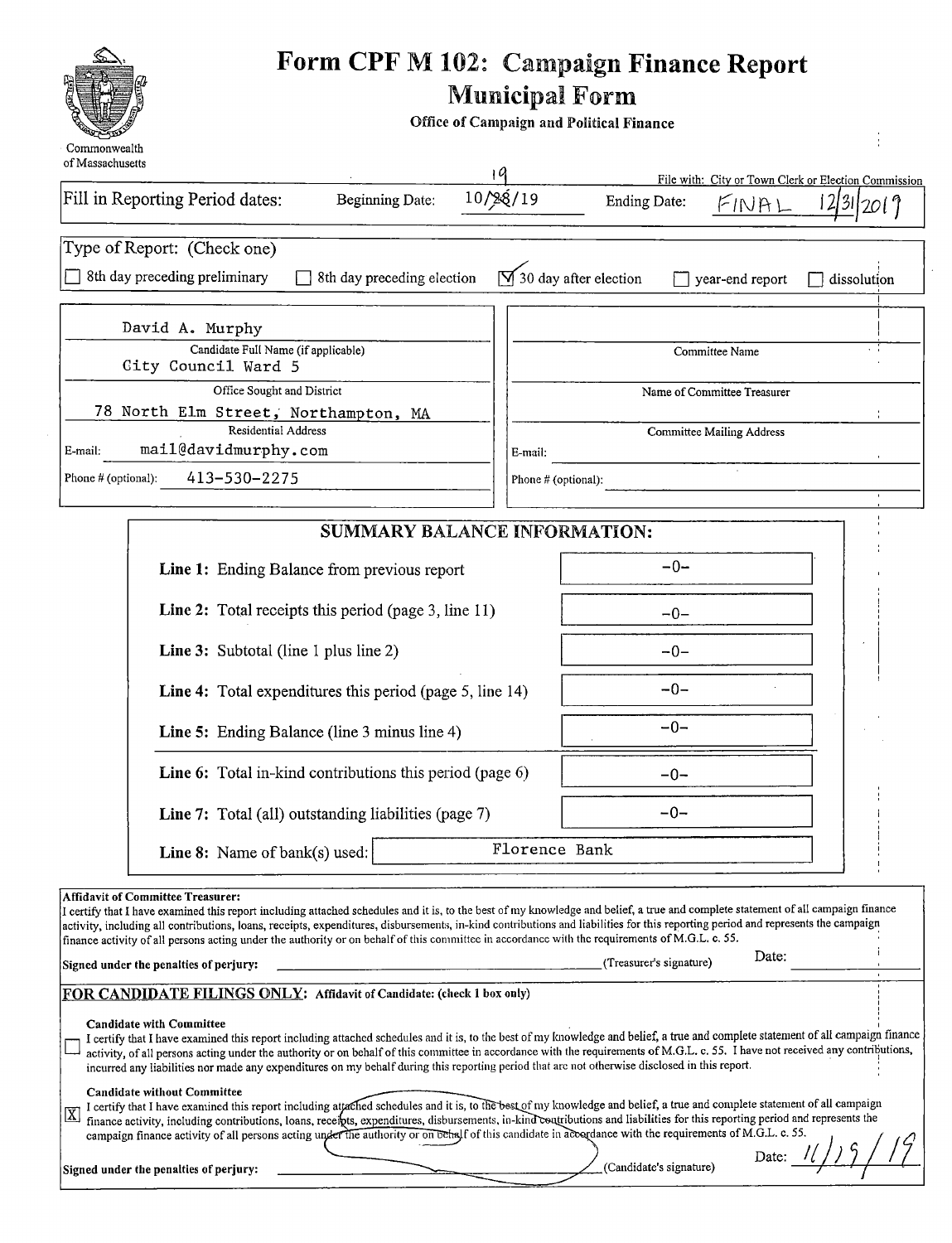# Form CPF M 102: Campaign Finance Report

## Municipal Form

**Office of Campaign and Political Finance**

Commonwealth of Massachusetts

File with: City or Town Clerk or Election Commission

| Fill in Reporting Period dates: | Beginning Date: 10/28/19 | Ending Date: FINAL 12/31/2019 |
|---|---|---|

Type of Report: (Check one)

☐ 8th day preceding preliminary ☐ 8th day preceding election ☑ 30 day after election ☐ year-end report ☐ dissolution

| | |
|---|---|
| David A. Murphy | |
| Candidate Full Name (if applicable) | Committee Name |
| City Council Ward 5 | |
| Office Sought and District | Name of Committee Treasurer |
| 78 North Elm Street, Northampton, MA | |
| Residential Address | Committee Mailing Address |
| E-mail: mail@davidmurphy.com | E-mail: |
| Phone # (optional): 413-530-2275 | Phone # (optional): |

## SUMMARY BALANCE INFORMATION:

| | |
|---|---|
| **Line 1:** Ending Balance from previous report | -0- |
| **Line 2:** Total receipts this period (page 3, line 11) | -0- |
| **Line 3:** Subtotal (line 1 plus line 2) | -0- |
| **Line 4:** Total expenditures this period (page 5, line 14) | -0- |
| **Line 5:** Ending Balance (line 3 minus line 4) | -0- |
| **Line 6:** Total in-kind contributions this period (page 6) | -0- |
| **Line 7:** Total (all) outstanding liabilities (page 7) | -0- |
| **Line 8:** Name of bank(s) used: | Florence Bank |

**Affidavit of Committee Treasurer:**
I certify that I have examined this report including attached schedules and it is, to the best of my knowledge and belief, a true and complete statement of all campaign finance activity, including all contributions, loans, receipts, expenditures, disbursements, in-kind contributions and liabilities for this reporting period and represents the campaign finance activity of all persons acting under the authority or on behalf of this committee in accordance with the requirements of M.G.L. c. 55.

**Signed under the penalties of perjury:** ____________________ (Treasurer's signature) Date: ________

**FOR CANDIDATE FILINGS ONLY:** **Affidavit of Candidate: (check 1 box only)**

**Candidate with Committee**

☐ I certify that I have examined this report including attached schedules and it is, to the best of my knowledge and belief, a true and complete statement of all campaign finance activity, of all persons acting under the authority or on behalf of this committee in accordance with the requirements of M.G.L. c. 55. I have not received any contributions, incurred any liabilities nor made any expenditures on my behalf during this reporting period that are not otherwise disclosed in this report.

**Candidate without Committee**

☒ I certify that I have examined this report including attached schedules and it is, to the best of my knowledge and belief, a true and complete statement of all campaign finance activity, including contributions, loans, receipts, expenditures, disbursements, in-kind contributions and liabilities for this reporting period and represents the campaign finance activity of all persons acting under the authority or on behalf of this candidate in accordance with the requirements of M.G.L. c. 55.

**Signed under the penalties of perjury:** [signature] (Candidate's signature) Date: 11/19/19